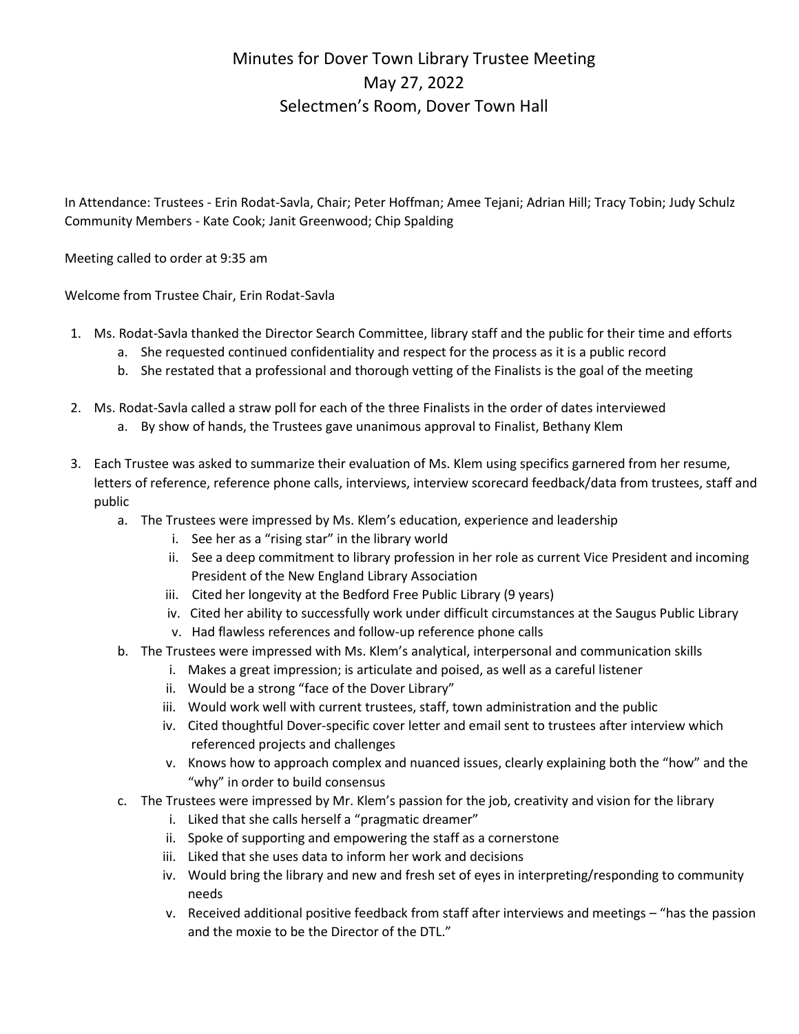# Minutes for Dover Town Library Trustee Meeting
## May 27, 2022
## Selectmen's Room, Dover Town Hall

In Attendance: Trustees - Erin Rodat-Savla, Chair; Peter Hoffman; Amee Tejani; Adrian Hill; Tracy Tobin; Judy Schulz
Community Members - Kate Cook; Janit Greenwood; Chip Spalding

Meeting called to order at 9:35 am

Welcome from Trustee Chair, Erin Rodat-Savla

1. Ms. Rodat-Savla thanked the Director Search Committee, library staff and the public for their time and efforts
   a. She requested continued confidentiality and respect for the process as it is a public record
   b. She restated that a professional and thorough vetting of the Finalists is the goal of the meeting

2. Ms. Rodat-Savla called a straw poll for each of the three Finalists in the order of dates interviewed
   a. By show of hands, the Trustees gave unanimous approval to Finalist, Bethany Klem

3. Each Trustee was asked to summarize their evaluation of Ms. Klem using specifics garnered from her resume, letters of reference, reference phone calls, interviews, interview scorecard feedback/data from trustees, staff and public
   a. The Trustees were impressed by Ms. Klem's education, experience and leadership
      i. See her as a "rising star" in the library world
      ii. See a deep commitment to library profession in her role as current Vice President and incoming President of the New England Library Association
      iii. Cited her longevity at the Bedford Free Public Library (9 years)
      iv. Cited her ability to successfully work under difficult circumstances at the Saugus Public Library
      v. Had flawless references and follow-up reference phone calls
   b. The Trustees were impressed with Ms. Klem's analytical, interpersonal and communication skills
      i. Makes a great impression; is articulate and poised, as well as a careful listener
      ii. Would be a strong "face of the Dover Library"
      iii. Would work well with current trustees, staff, town administration and the public
      iv. Cited thoughtful Dover-specific cover letter and email sent to trustees after interview which referenced projects and challenges
      v. Knows how to approach complex and nuanced issues, clearly explaining both the "how" and the "why" in order to build consensus
   c. The Trustees were impressed by Mr. Klem's passion for the job, creativity and vision for the library
      i. Liked that she calls herself a "pragmatic dreamer"
      ii. Spoke of supporting and empowering the staff as a cornerstone
      iii. Liked that she uses data to inform her work and decisions
      iv. Would bring the library and new and fresh set of eyes in interpreting/responding to community needs
      v. Received additional positive feedback from staff after interviews and meetings – "has the passion and the moxie to be the Director of the DTL."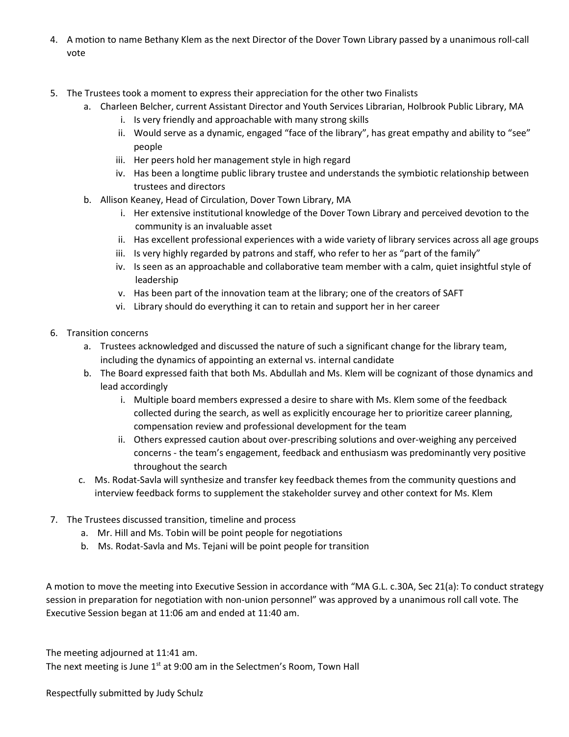4. A motion to name Bethany Klem as the next Director of the Dover Town Library passed by a unanimous roll-call vote

5. The Trustees took a moment to express their appreciation for the other two Finalists
   a. Charleen Belcher, current Assistant Director and Youth Services Librarian, Holbrook Public Library, MA
      i. Is very friendly and approachable with many strong skills
      ii. Would serve as a dynamic, engaged "face of the library", has great empathy and ability to "see" people
      iii. Her peers hold her management style in high regard
      iv. Has been a longtime public library trustee and understands the symbiotic relationship between trustees and directors
   b. Allison Keaney, Head of Circulation, Dover Town Library, MA
      i. Her extensive institutional knowledge of the Dover Town Library and perceived devotion to the community is an invaluable asset
      ii. Has excellent professional experiences with a wide variety of library services across all age groups
      iii. Is very highly regarded by patrons and staff, who refer to her as "part of the family"
      iv. Is seen as an approachable and collaborative team member with a calm, quiet insightful style of leadership
      v. Has been part of the innovation team at the library; one of the creators of SAFT
      vi. Library should do everything it can to retain and support her in her career

6. Transition concerns
   a. Trustees acknowledged and discussed the nature of such a significant change for the library team, including the dynamics of appointing an external vs. internal candidate
   b. The Board expressed faith that both Ms. Abdullah and Ms. Klem will be cognizant of those dynamics and lead accordingly
      i. Multiple board members expressed a desire to share with Ms. Klem some of the feedback collected during the search, as well as explicitly encourage her to prioritize career planning, compensation review and professional development for the team
      ii. Others expressed caution about over-prescribing solutions and over-weighing any perceived concerns - the team's engagement, feedback and enthusiasm was predominantly very positive throughout the search
   c. Ms. Rodat-Savla will synthesize and transfer key feedback themes from the community questions and interview feedback forms to supplement the stakeholder survey and other context for Ms. Klem

7. The Trustees discussed transition, timeline and process
   a. Mr. Hill and Ms. Tobin will be point people for negotiations
   b. Ms. Rodat-Savla and Ms. Tejani will be point people for transition

A motion to move the meeting into Executive Session in accordance with "MA G.L. c.30A, Sec 21(a): To conduct strategy session in preparation for negotiation with non-union personnel" was approved by a unanimous roll call vote. The Executive Session began at 11:06 am and ended at 11:40 am.

The meeting adjourned at 11:41 am.
The next meeting is June 1st at 9:00 am in the Selectmen's Room, Town Hall

Respectfully submitted by Judy Schulz